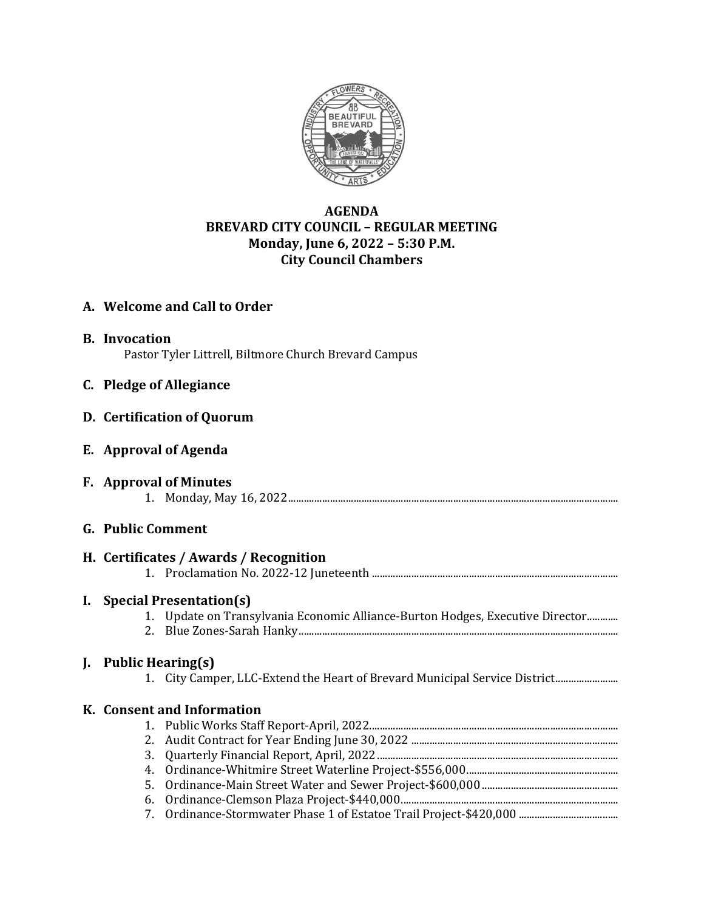**AGENDA**
**BREVARD CITY COUNCIL – REGULAR MEETING**
**Monday, June 6, 2022 – 5:30 P.M.**
**City Council Chambers**

## A. Welcome and Call to Order

## B. Invocation

Pastor Tyler Littrell, Biltmore Church Brevard Campus

## C. Pledge of Allegiance

## D. Certification of Quorum

## E. Approval of Agenda

## F. Approval of Minutes

1. Monday, May 16, 2022

## G. Public Comment

## H. Certificates / Awards / Recognition

1. Proclamation No. 2022-12 Juneteenth

## I. Special Presentation(s)

1. Update on Transylvania Economic Alliance-Burton Hodges, Executive Director
2. Blue Zones-Sarah Hanky

## J. Public Hearing(s)

1. City Camper, LLC-Extend the Heart of Brevard Municipal Service District

## K. Consent and Information

1. Public Works Staff Report-April, 2022
2. Audit Contract for Year Ending June 30, 2022
3. Quarterly Financial Report, April, 2022
4. Ordinance-Whitmire Street Waterline Project-$556,000
5. Ordinance-Main Street Water and Sewer Project-$600,000
6. Ordinance-Clemson Plaza Project-$440,000
7. Ordinance-Stormwater Phase 1 of Estatoe Trail Project-$420,000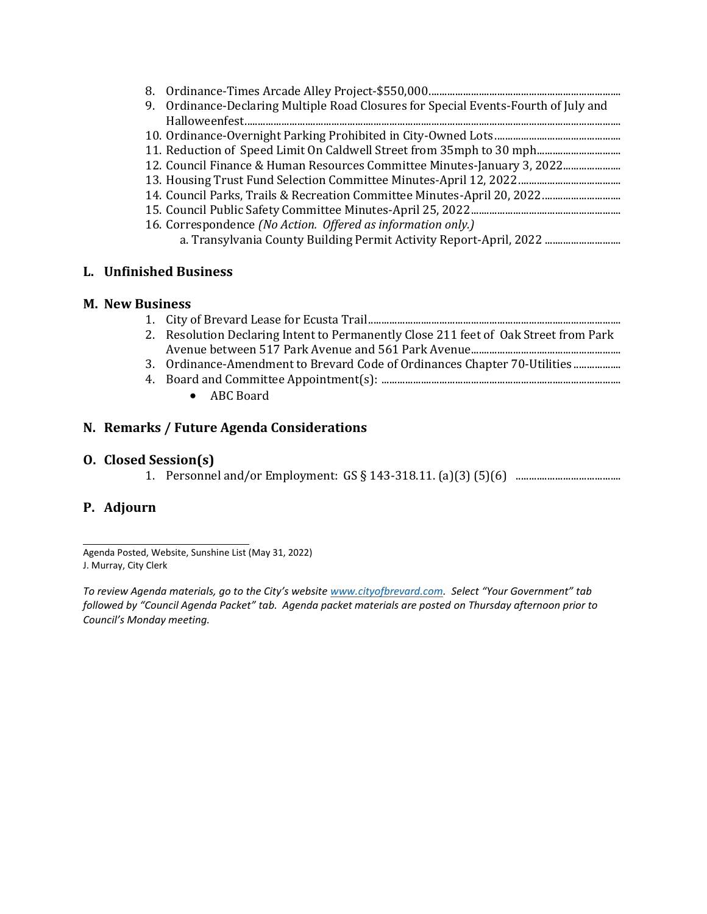8. Ordinance-Times Arcade Alley Project-$550,000
9. Ordinance-Declaring Multiple Road Closures for Special Events-Fourth of July and Halloweenfest
10. Ordinance-Overnight Parking Prohibited in City-Owned Lots
11. Reduction of Speed Limit On Caldwell Street from 35mph to 30 mph
12. Council Finance & Human Resources Committee Minutes-January 3, 2022
13. Housing Trust Fund Selection Committee Minutes-April 12, 2022
14. Council Parks, Trails & Recreation Committee Minutes-April 20, 2022
15. Council Public Safety Committee Minutes-April 25, 2022
16. Correspondence *(No Action. Offered as information only.)*
    a. Transylvania County Building Permit Activity Report-April, 2022

## L. Unfinished Business

## M. New Business

1. City of Brevard Lease for Ecusta Trail
2. Resolution Declaring Intent to Permanently Close 211 feet of Oak Street from Park Avenue between 517 Park Avenue and 561 Park Avenue
3. Ordinance-Amendment to Brevard Code of Ordinances Chapter 70-Utilities
4. Board and Committee Appointment(s):
    - ABC Board

## N. Remarks / Future Agenda Considerations

## O. Closed Session(s)

1. Personnel and/or Employment: GS § 143-318.11. (a)(3) (5)(6)

## P. Adjourn

---

Agenda Posted, Website, Sunshine List (May 31, 2022)
J. Murray, City Clerk

*To review Agenda materials, go to the City's website www.cityofbrevard.com. Select "Your Government" tab followed by "Council Agenda Packet" tab. Agenda packet materials are posted on Thursday afternoon prior to Council's Monday meeting.*